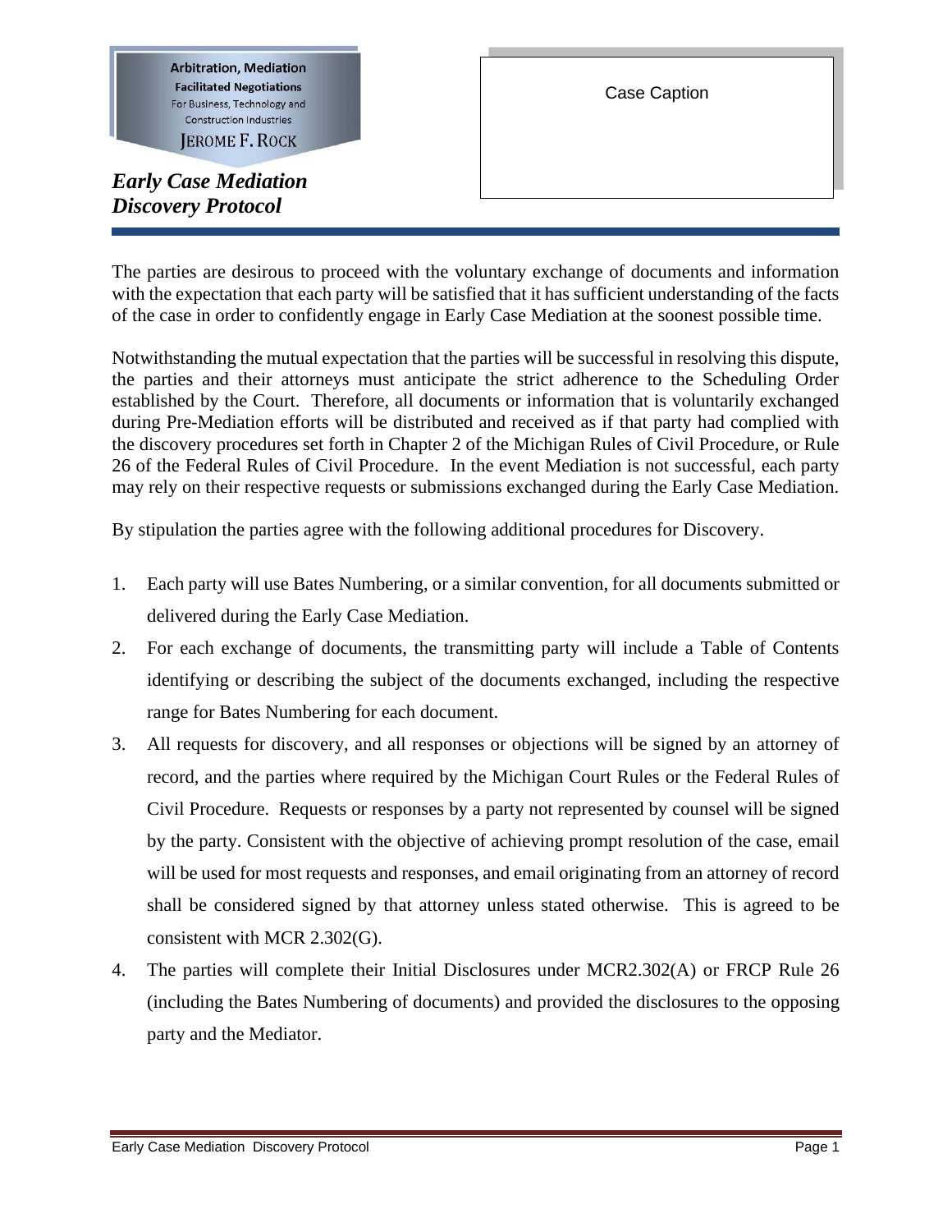Arbitration, Mediation
Facilitated Negotiations
For Business, Technology and Construction Industries
JEROME F. ROCK

***Early Case Mediation Discovery Protocol***

Case Caption

The parties are desirous to proceed with the voluntary exchange of documents and information with the expectation that each party will be satisfied that it has sufficient understanding of the facts of the case in order to confidently engage in Early Case Mediation at the soonest possible time.

Notwithstanding the mutual expectation that the parties will be successful in resolving this dispute, the parties and their attorneys must anticipate the strict adherence to the Scheduling Order established by the Court. Therefore, all documents or information that is voluntarily exchanged during Pre-Mediation efforts will be distributed and received as if that party had complied with the discovery procedures set forth in Chapter 2 of the Michigan Rules of Civil Procedure, or Rule 26 of the Federal Rules of Civil Procedure. In the event Mediation is not successful, each party may rely on their respective requests or submissions exchanged during the Early Case Mediation.

By stipulation the parties agree with the following additional procedures for Discovery.

1. Each party will use Bates Numbering, or a similar convention, for all documents submitted or delivered during the Early Case Mediation.
2. For each exchange of documents, the transmitting party will include a Table of Contents identifying or describing the subject of the documents exchanged, including the respective range for Bates Numbering for each document.
3. All requests for discovery, and all responses or objections will be signed by an attorney of record, and the parties where required by the Michigan Court Rules or the Federal Rules of Civil Procedure. Requests or responses by a party not represented by counsel will be signed by the party. Consistent with the objective of achieving prompt resolution of the case, email will be used for most requests and responses, and email originating from an attorney of record shall be considered signed by that attorney unless stated otherwise. This is agreed to be consistent with MCR 2.302(G).
4. The parties will complete their Initial Disclosures under MCR2.302(A) or FRCP Rule 26 (including the Bates Numbering of documents) and provided the disclosures to the opposing party and the Mediator.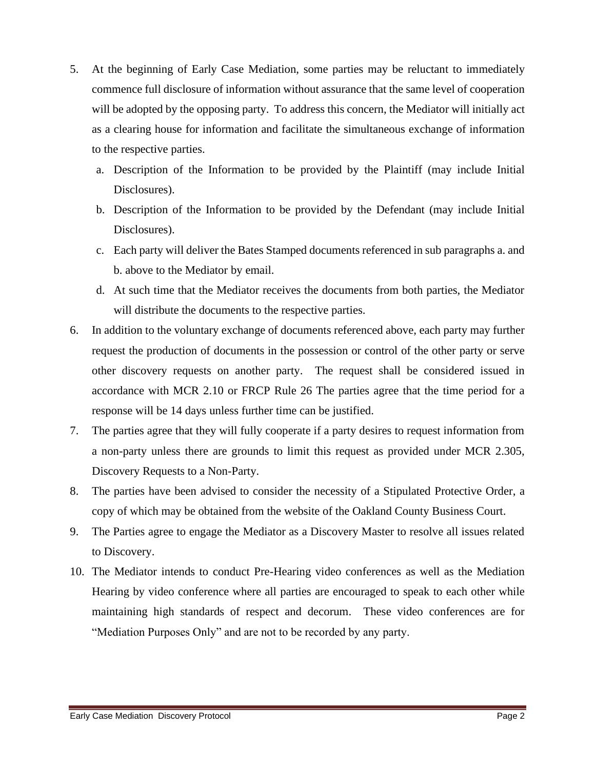5. At the beginning of Early Case Mediation, some parties may be reluctant to immediately commence full disclosure of information without assurance that the same level of cooperation will be adopted by the opposing party. To address this concern, the Mediator will initially act as a clearing house for information and facilitate the simultaneous exchange of information to the respective parties.
   a. Description of the Information to be provided by the Plaintiff (may include Initial Disclosures).
   b. Description of the Information to be provided by the Defendant (may include Initial Disclosures).
   c. Each party will deliver the Bates Stamped documents referenced in sub paragraphs a. and b. above to the Mediator by email.
   d. At such time that the Mediator receives the documents from both parties, the Mediator will distribute the documents to the respective parties.
6. In addition to the voluntary exchange of documents referenced above, each party may further request the production of documents in the possession or control of the other party or serve other discovery requests on another party. The request shall be considered issued in accordance with MCR 2.10 or FRCP Rule 26 The parties agree that the time period for a response will be 14 days unless further time can be justified.
7. The parties agree that they will fully cooperate if a party desires to request information from a non-party unless there are grounds to limit this request as provided under MCR 2.305, Discovery Requests to a Non-Party.
8. The parties have been advised to consider the necessity of a Stipulated Protective Order, a copy of which may be obtained from the website of the Oakland County Business Court.
9. The Parties agree to engage the Mediator as a Discovery Master to resolve all issues related to Discovery.
10. The Mediator intends to conduct Pre-Hearing video conferences as well as the Mediation Hearing by video conference where all parties are encouraged to speak to each other while maintaining high standards of respect and decorum. These video conferences are for "Mediation Purposes Only" and are not to be recorded by any party.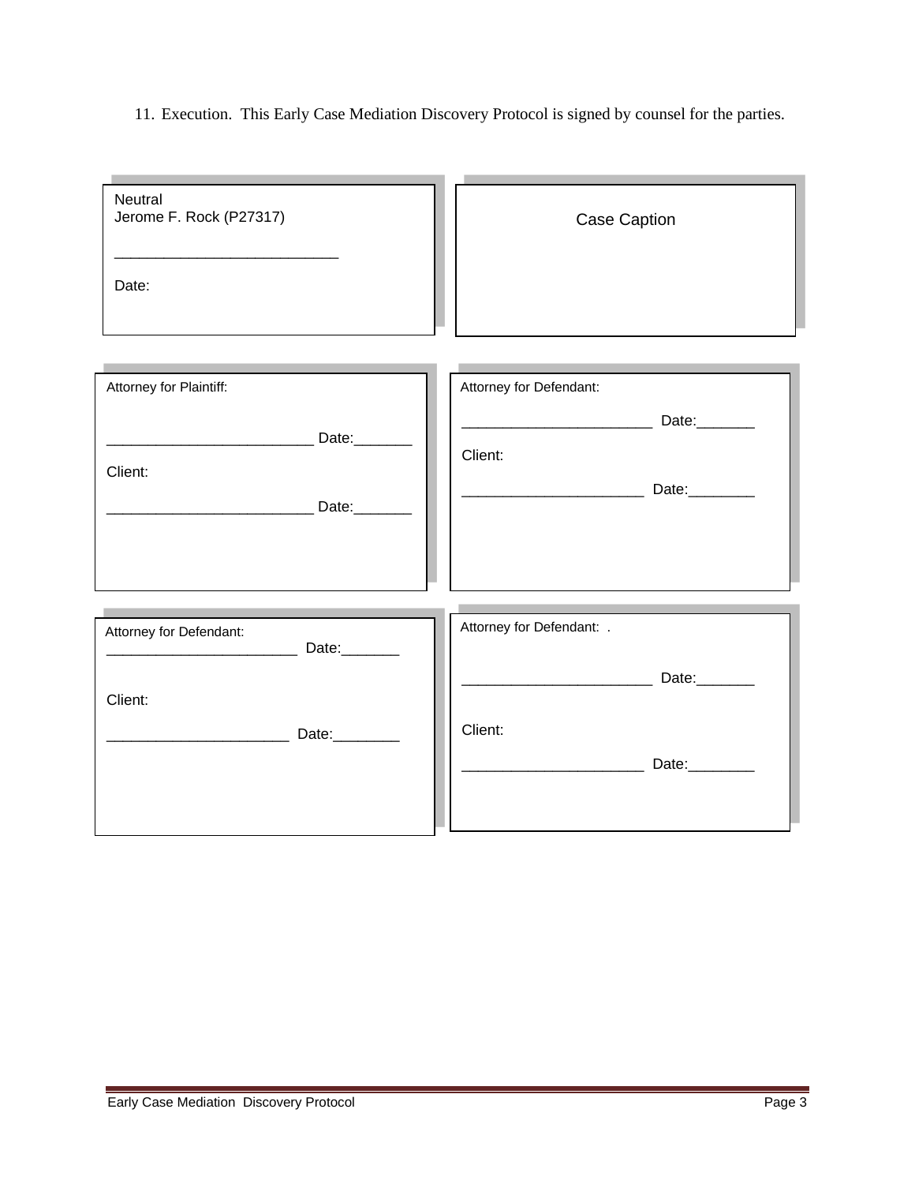11. Execution. This Early Case Mediation Discovery Protocol is signed by counsel for the parties.

Neutral
Jerome F. Rock (P27317)

___________________________

Date:

Case Caption

Attorney for Plaintiff:

_________________________ Date:_______

Client:

_________________________ Date:_______

Attorney for Defendant:

_______________________ Date:_______

Client:

______________________ Date:________

Attorney for Defendant:

_______________________ Date:_______

Client:

______________________ Date:________

Attorney for Defendant: .

_______________________ Date:_______

Client:

______________________ Date:________